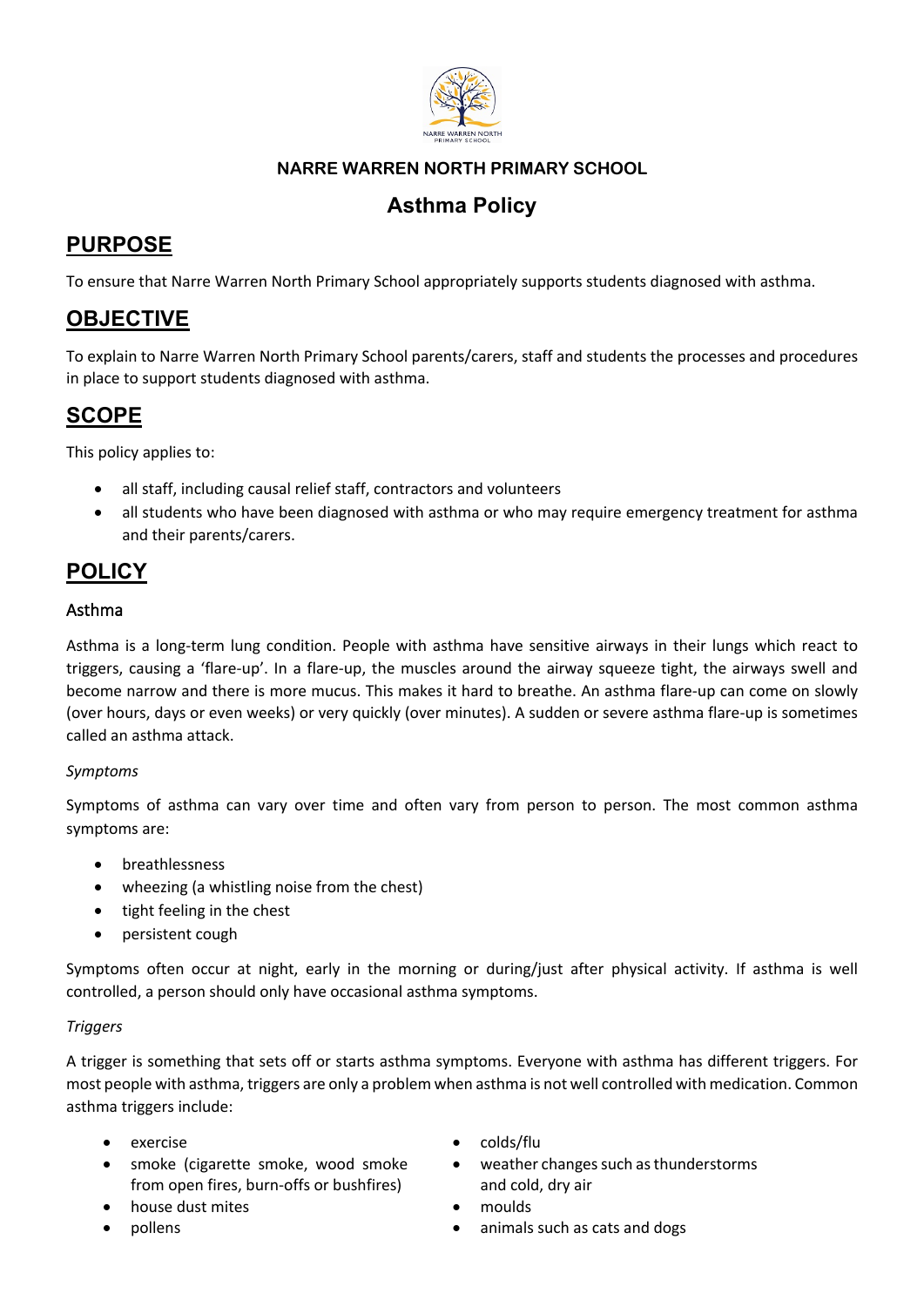**NARRE WARREN NORTH PRIMARY SCHOOL**

# Asthma Policy

## PURPOSE

To ensure that Narre Warren North Primary School appropriately supports students diagnosed with asthma.

## OBJECTIVE

To explain to Narre Warren North Primary School parents/carers, staff and students the processes and procedures in place to support students diagnosed with asthma.

## SCOPE

This policy applies to:

- all staff, including causal relief staff, contractors and volunteers
- all students who have been diagnosed with asthma or who may require emergency treatment for asthma and their parents/carers.

## POLICY

### Asthma

Asthma is a long-term lung condition. People with asthma have sensitive airways in their lungs which react to triggers, causing a 'flare-up'. In a flare-up, the muscles around the airway squeeze tight, the airways swell and become narrow and there is more mucus. This makes it hard to breathe. An asthma flare-up can come on slowly (over hours, days or even weeks) or very quickly (over minutes). A sudden or severe asthma flare-up is sometimes called an asthma attack.

*Symptoms*

Symptoms of asthma can vary over time and often vary from person to person. The most common asthma symptoms are:

- breathlessness
- wheezing (a whistling noise from the chest)
- tight feeling in the chest
- persistent cough

Symptoms often occur at night, early in the morning or during/just after physical activity. If asthma is well controlled, a person should only have occasional asthma symptoms.

*Triggers*

A trigger is something that sets off or starts asthma symptoms. Everyone with asthma has different triggers. For most people with asthma, triggers are only a problem when asthma is not well controlled with medication. Common asthma triggers include:

- exercise
- smoke (cigarette smoke, wood smoke from open fires, burn-offs or bushfires)
- house dust mites
- pollens
- colds/flu
- weather changes such as thunderstorms and cold, dry air
- moulds
- animals such as cats and dogs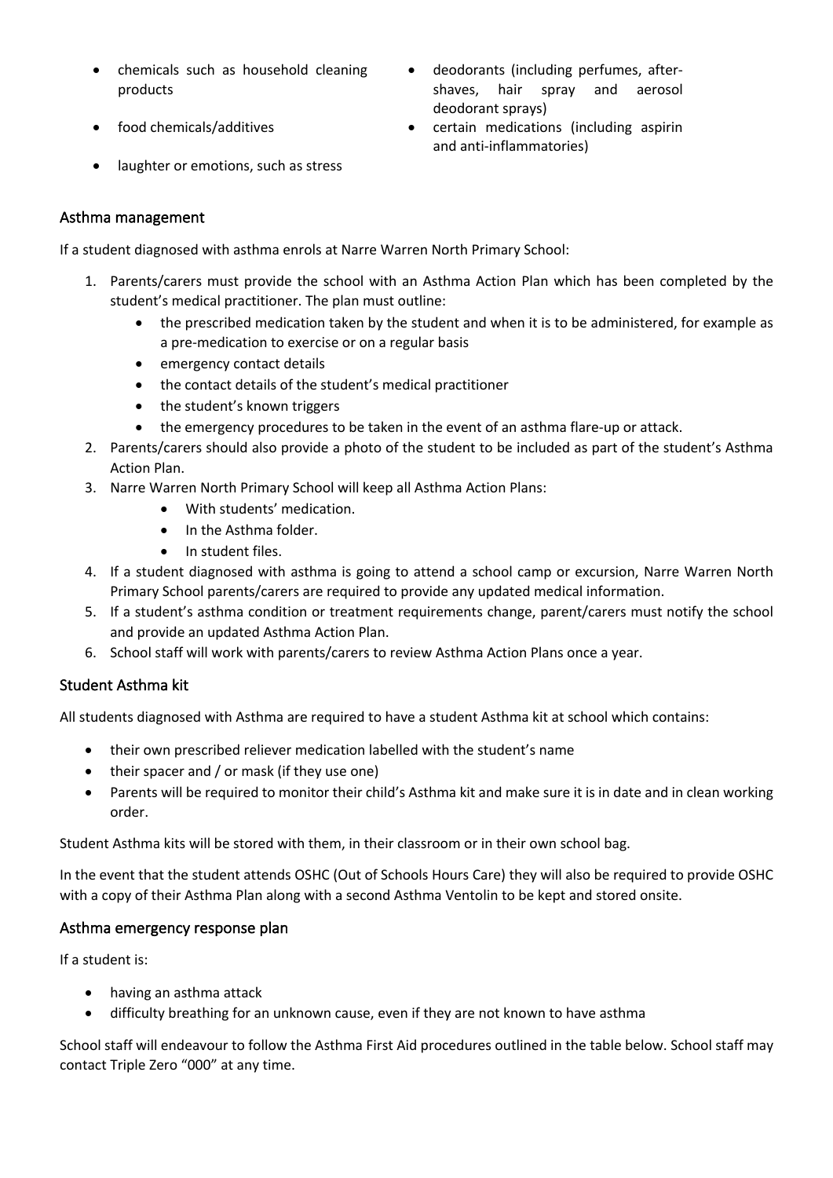- chemicals such as household cleaning products
- food chemicals/additives
- laughter or emotions, such as stress
- deodorants (including perfumes, after-shaves, hair spray and aerosol deodorant sprays)
- certain medications (including aspirin and anti-inflammatories)

## Asthma management

If a student diagnosed with asthma enrols at Narre Warren North Primary School:

1. Parents/carers must provide the school with an Asthma Action Plan which has been completed by the student's medical practitioner. The plan must outline:
    - the prescribed medication taken by the student and when it is to be administered, for example as a pre-medication to exercise or on a regular basis
    - emergency contact details
    - the contact details of the student's medical practitioner
    - the student's known triggers
    - the emergency procedures to be taken in the event of an asthma flare-up or attack.
2. Parents/carers should also provide a photo of the student to be included as part of the student's Asthma Action Plan.
3. Narre Warren North Primary School will keep all Asthma Action Plans:
    - With students' medication.
    - In the Asthma folder.
    - In student files.
4. If a student diagnosed with asthma is going to attend a school camp or excursion, Narre Warren North Primary School parents/carers are required to provide any updated medical information.
5. If a student's asthma condition or treatment requirements change, parent/carers must notify the school and provide an updated Asthma Action Plan.
6. School staff will work with parents/carers to review Asthma Action Plans once a year.

## Student Asthma kit

All students diagnosed with Asthma are required to have a student Asthma kit at school which contains:

- their own prescribed reliever medication labelled with the student's name
- their spacer and / or mask (if they use one)
- Parents will be required to monitor their child's Asthma kit and make sure it is in date and in clean working order.

Student Asthma kits will be stored with them, in their classroom or in their own school bag.

In the event that the student attends OSHC (Out of Schools Hours Care) they will also be required to provide OSHC with a copy of their Asthma Plan along with a second Asthma Ventolin to be kept and stored onsite.

## Asthma emergency response plan

If a student is:

- having an asthma attack
- difficulty breathing for an unknown cause, even if they are not known to have asthma

School staff will endeavour to follow the Asthma First Aid procedures outlined in the table below. School staff may contact Triple Zero "000" at any time.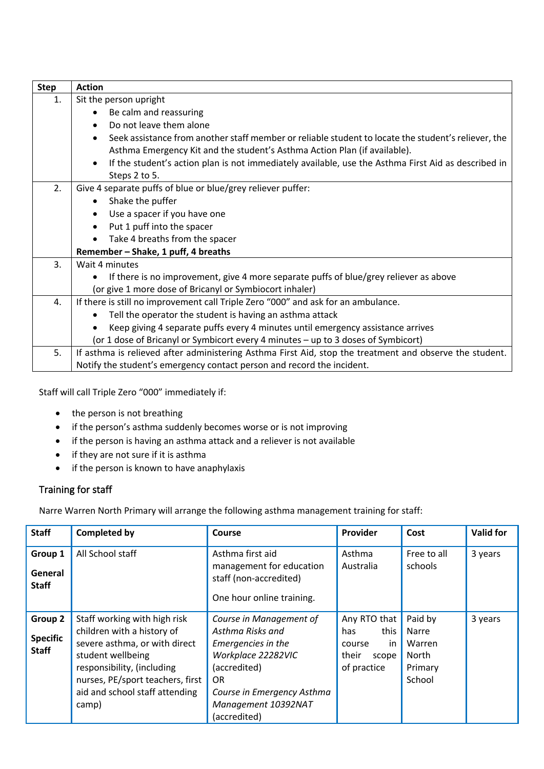| Step | Action |
|---|---|
| 1. | Sit the person upright<br>• Be calm and reassuring<br>• Do not leave them alone<br>• Seek assistance from another staff member or reliable student to locate the student's reliever, the Asthma Emergency Kit and the student's Asthma Action Plan (if available).<br>• If the student's action plan is not immediately available, use the Asthma First Aid as described in Steps 2 to 5. |
| 2. | Give 4 separate puffs of blue or blue/grey reliever puffer:<br>• Shake the puffer<br>• Use a spacer if you have one<br>• Put 1 puff into the spacer<br>• Take 4 breaths from the spacer<br>**Remember – Shake, 1 puff, 4 breaths** |
| 3. | Wait 4 minutes<br>• If there is no improvement, give 4 more separate puffs of blue/grey reliever as above<br>(or give 1 more dose of Bricanyl or Symbiocort inhaler) |
| 4. | If there is still no improvement call Triple Zero "000" and ask for an ambulance.<br>• Tell the operator the student is having an asthma attack<br>• Keep giving 4 separate puffs every 4 minutes until emergency assistance arrives<br>(or 1 dose of Bricanyl or Symbicort every 4 minutes – up to 3 doses of Symbicort) |
| 5. | If asthma is relieved after administering Asthma First Aid, stop the treatment and observe the student. Notify the student's emergency contact person and record the incident. |

Staff will call Triple Zero "000" immediately if:

- the person is not breathing
- if the person's asthma suddenly becomes worse or is not improving
- if the person is having an asthma attack and a reliever is not available
- if they are not sure if it is asthma
- if the person is known to have anaphylaxis

## Training for staff

Narre Warren North Primary will arrange the following asthma management training for staff:

| Staff | Completed by | Course | Provider | Cost | Valid for |
|---|---|---|---|---|---|
| **Group 1**<br>**General Staff** | All School staff | Asthma first aid management for education staff (non-accredited)<br>One hour online training. | Asthma Australia | Free to all schools | 3 years |
| **Group 2**<br>**Specific Staff** | Staff working with high risk children with a history of severe asthma, or with direct student wellbeing responsibility, (including nurses, PE/sport teachers, first aid and school staff attending camp) | *Course in Management of Asthma Risks and Emergencies in the Workplace 22282VIC* (accredited)<br>OR<br>*Course in Emergency Asthma Management 10392NAT* (accredited) | Any RTO that has this course in their scope of practice | Paid by Narre Warren North Primary School | 3 years |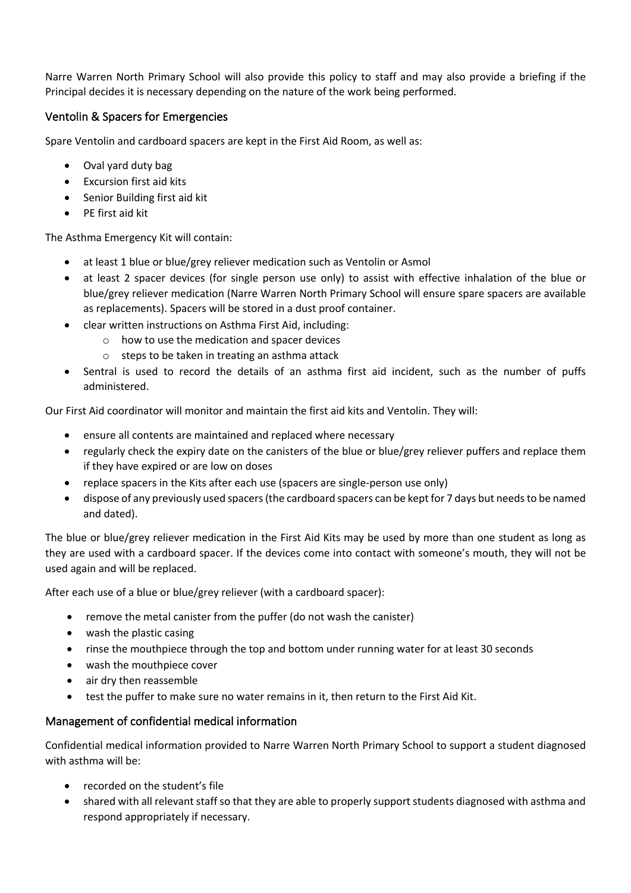Narre Warren North Primary School will also provide this policy to staff and may also provide a briefing if the Principal decides it is necessary depending on the nature of the work being performed.

## Ventolin & Spacers for Emergencies

Spare Ventolin and cardboard spacers are kept in the First Aid Room, as well as:

- Oval yard duty bag
- Excursion first aid kits
- Senior Building first aid kit
- PE first aid kit

The Asthma Emergency Kit will contain:

- at least 1 blue or blue/grey reliever medication such as Ventolin or Asmol
- at least 2 spacer devices (for single person use only) to assist with effective inhalation of the blue or blue/grey reliever medication (Narre Warren North Primary School will ensure spare spacers are available as replacements). Spacers will be stored in a dust proof container.
- clear written instructions on Asthma First Aid, including:
    - how to use the medication and spacer devices
    - steps to be taken in treating an asthma attack
- Sentral is used to record the details of an asthma first aid incident, such as the number of puffs administered.

Our First Aid coordinator will monitor and maintain the first aid kits and Ventolin. They will:

- ensure all contents are maintained and replaced where necessary
- regularly check the expiry date on the canisters of the blue or blue/grey reliever puffers and replace them if they have expired or are low on doses
- replace spacers in the Kits after each use (spacers are single-person use only)
- dispose of any previously used spacers (the cardboard spacers can be kept for 7 days but needs to be named and dated).

The blue or blue/grey reliever medication in the First Aid Kits may be used by more than one student as long as they are used with a cardboard spacer. If the devices come into contact with someone's mouth, they will not be used again and will be replaced.

After each use of a blue or blue/grey reliever (with a cardboard spacer):

- remove the metal canister from the puffer (do not wash the canister)
- wash the plastic casing
- rinse the mouthpiece through the top and bottom under running water for at least 30 seconds
- wash the mouthpiece cover
- air dry then reassemble
- test the puffer to make sure no water remains in it, then return to the First Aid Kit.

## Management of confidential medical information

Confidential medical information provided to Narre Warren North Primary School to support a student diagnosed with asthma will be:

- recorded on the student's file
- shared with all relevant staff so that they are able to properly support students diagnosed with asthma and respond appropriately if necessary.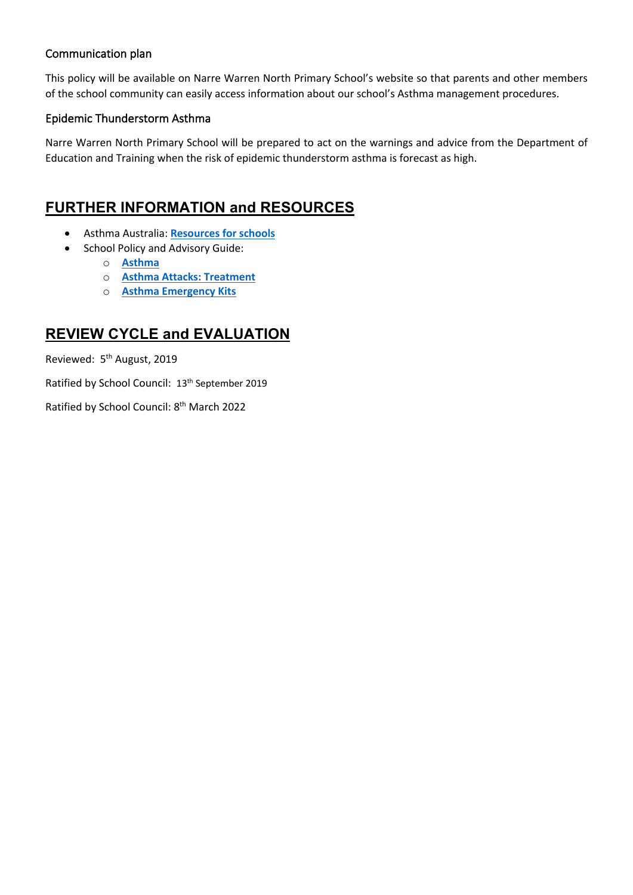### Communication plan

This policy will be available on Narre Warren North Primary School's website so that parents and other members of the school community can easily access information about our school's Asthma management procedures.

### Epidemic Thunderstorm Asthma

Narre Warren North Primary School will be prepared to act on the warnings and advice from the Department of Education and Training when the risk of epidemic thunderstorm asthma is forecast as high.

## FURTHER INFORMATION and RESOURCES

- Asthma Australia: **Resources for schools**
- School Policy and Advisory Guide:
  - **Asthma**
  - **Asthma Attacks: Treatment**
  - **Asthma Emergency Kits**

## REVIEW CYCLE and EVALUATION

Reviewed: 5th August, 2019

Ratified by School Council: 13th September 2019

Ratified by School Council: 8th March 2022